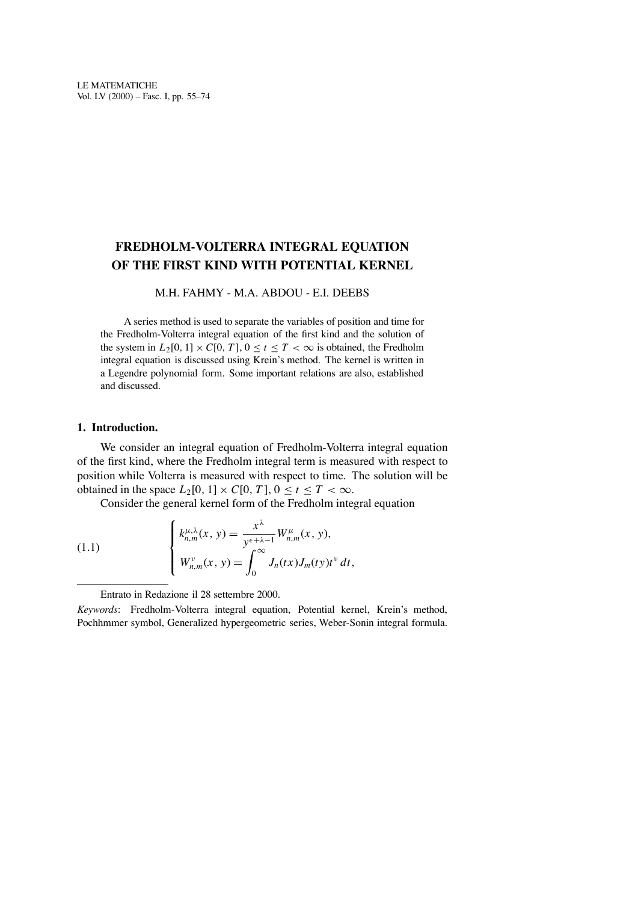# FREDHOLM-VOLTERRA INTEGRAL EQUATION OF THE FIRST KIND WITH POTENTIAL KERNEL

M.H. FAHMY - M.A. ABDOU - E.I. DEEBS

A series method is used to separate the variables of position and time for the Fredholm-Volterra integral equation of the first kind and the solution of the system in $L_2[0, 1] \times C[0, T]$, $0 \le t \le T < \infty$ is obtained, the Fredholm integral equation is discussed using Krein's method. The kernel is written in a Legendre polynomial form. Some important relations are also, established and discussed.

## 1. Introduction.

We consider an integral equation of Fredholm-Volterra integral equation of the first kind, where the Fredholm integral term is measured with respect to position while Volterra is measured with respect to time. The solution will be obtained in the space $L_2[0, 1] \times C[0, T]$, $0 \le t \le T < \infty$.

Consider the general kernel form of the Fredholm integral equation

$$
\left\{
\begin{aligned}
& k^{\mu,\lambda}_{n,m}(x, y) = \frac{x^{\lambda}}{y^{\epsilon+\lambda-1}} W^{\mu}_{n,m}(x, y), \\
& W^{\nu}_{n,m}(x, y) = \int_0^{\infty} J_n(tx) J_m(ty) t^{\nu} \, dt,
\end{aligned}
\right.
\tag{1.1}
$$

Entrato in Redazione il 28 settembre 2000.

*Keywords*: Fredholm-Volterra integral equation, Potential kernel, Krein's method, Pochhmmer symbol, Generalized hypergeometric series, Weber-Sonin integral formula.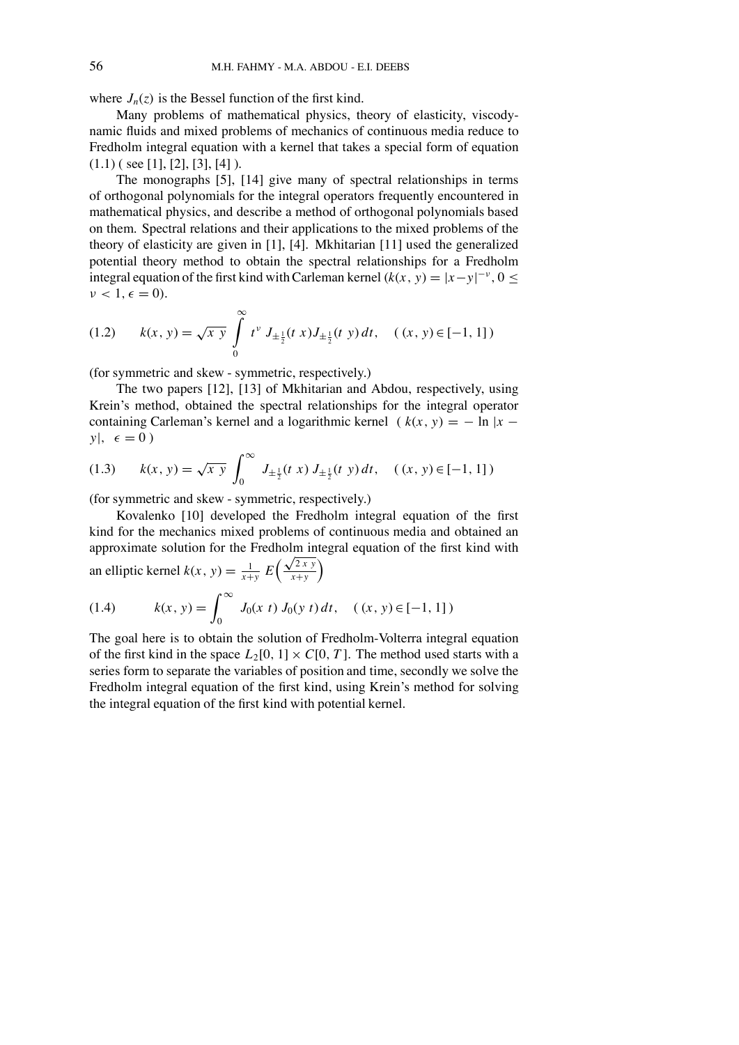where $J_n(z)$ is the Bessel function of the first kind.

Many problems of mathematical physics, theory of elasticity, viscodynamic fluids and mixed problems of mechanics of continuous media reduce to Fredholm integral equation with a kernel that takes a special form of equation (1.1) ( see [1], [2], [3], [4] ).

The monographs [5], [14] give many of spectral relationships in terms of orthogonal polynomials for the integral operators frequently encountered in mathematical physics, and describe a method of orthogonal polynomials based on them. Spectral relations and their applications to the mixed problems of the theory of elasticity are given in [1], [4]. Mkhitarian [11] used the generalized potential theory method to obtain the spectral relationships for a Fredholm integral equation of the first kind with Carleman kernel ($k(x, y) = |x-y|^{-\nu}, 0 \leq \nu < 1, \epsilon = 0$).

$$k(x, y) = \sqrt{x\, y} \int_0^\infty t^\nu J_{\pm\frac{1}{2}}(t\, x) J_{\pm\frac{1}{2}}(t\, y)\, dt, \quad ((x, y) \in [-1, 1]) \tag{1.2}$$

(for symmetric and skew - symmetric, respectively.)

The two papers [12], [13] of Mkhitarian and Abdou, respectively, using Krein's method, obtained the spectral relationships for the integral operator containing Carleman's kernel and a logarithmic kernel ( $k(x, y) = -\ln|x - y|, \ \epsilon = 0$ )

$$k(x, y) = \sqrt{x\, y} \int_0^\infty J_{\pm\frac{1}{2}}(t\, x)\, J_{\pm\frac{1}{2}}(t\, y)\, dt, \quad ((x, y) \in [-1, 1]) \tag{1.3}$$

(for symmetric and skew - symmetric, respectively.)

Kovalenko [10] developed the Fredholm integral equation of the first kind for the mechanics mixed problems of continuous media and obtained an approximate solution for the Fredholm integral equation of the first kind with an elliptic kernel $k(x, y) = \frac{1}{x+y}\, E\left(\frac{\sqrt{2\, x\, y}}{x+y}\right)$

$$k(x, y) = \int_0^\infty J_0(x\, t)\, J_0(y\, t)\, dt, \quad ((x, y) \in [-1, 1]) \tag{1.4}$$

The goal here is to obtain the solution of Fredholm-Volterra integral equation of the first kind in the space $L_2[0, 1] \times C[0, T]$. The method used starts with a series form to separate the variables of position and time, secondly we solve the Fredholm integral equation of the first kind, using Krein's method for solving the integral equation of the first kind with potential kernel.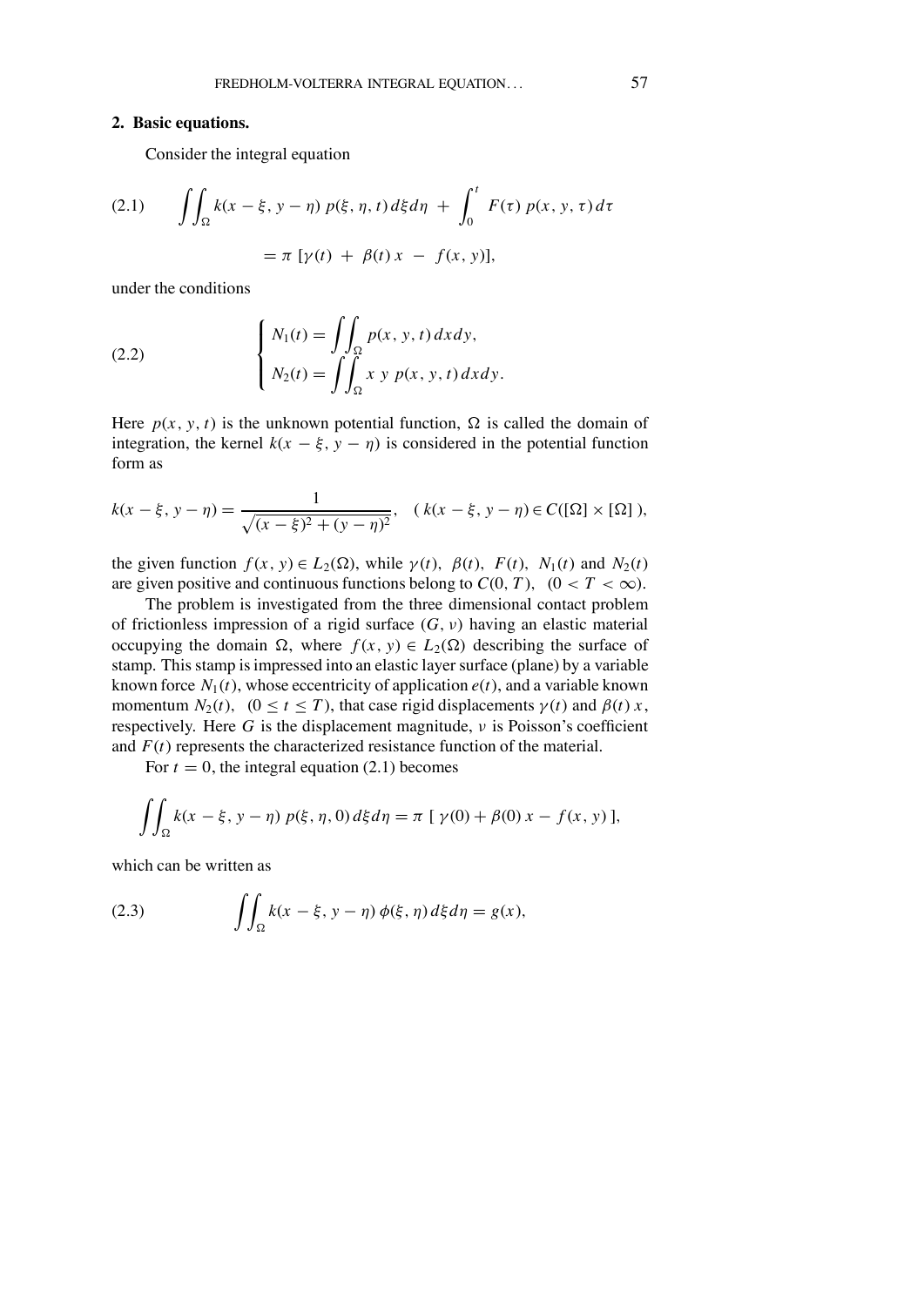## 2. Basic equations.

Consider the integral equation

$$\iint_{\Omega} k(x-\xi, y-\eta)\, p(\xi, \eta, t)\, d\xi d\eta \;+\; \int_0^t F(\tau)\, p(x, y, \tau)\, d\tau$$
$$= \pi\, [\gamma(t) \;+\; \beta(t)\, x \;-\; f(x, y)], \tag{2.1}$$

under the conditions

$$\begin{cases} N_1(t) = \displaystyle\iint_{\Omega} p(x, y, t)\, dx dy, \\ N_2(t) = \displaystyle\iint_{\Omega} x\ y\ p(x, y, t)\, dx dy. \end{cases} \tag{2.2}$$

Here $p(x, y, t)$ is the unknown potential function, $\Omega$ is called the domain of integration, the kernel $k(x-\xi, y-\eta)$ is considered in the potential function form as

$$k(x-\xi, y-\eta) = \frac{1}{\sqrt{(x-\xi)^2 + (y-\eta)^2}}, \quad (\, k(x-\xi, y-\eta) \in C([\Omega] \times [\Omega]\,),$$

the given function $f(x, y) \in L_2(\Omega)$, while $\gamma(t),\ \beta(t),\ F(t),\ N_1(t)$ and $N_2(t)$ are given positive and continuous functions belong to $C(0, T),\ \ (0 < T < \infty)$.

The problem is investigated from the three dimensional contact problem of frictionless impression of a rigid surface $(G, \nu)$ having an elastic material occupying the domain $\Omega$, where $f(x, y) \in L_2(\Omega)$ describing the surface of stamp. This stamp is impressed into an elastic layer surface (plane) by a variable known force $N_1(t)$, whose eccentricity of application $e(t)$, and a variable known momentum $N_2(t)$, $(0 \le t \le T)$, that case rigid displacements $\gamma(t)$ and $\beta(t)\, x$, respectively. Here $G$ is the displacement magnitude, $\nu$ is Poisson's coefficient and $F(t)$ represents the characterized resistance function of the material.

For $t = 0$, the integral equation (2.1) becomes

$$\iint_{\Omega} k(x-\xi, y-\eta)\, p(\xi, \eta, 0)\, d\xi d\eta = \pi\, [\, \gamma(0) + \beta(0)\, x - f(x, y)\, ],$$

which can be written as

$$\iint_{\Omega} k(x-\xi, y-\eta)\, \phi(\xi, \eta)\, d\xi d\eta = g(x), \tag{2.3}$$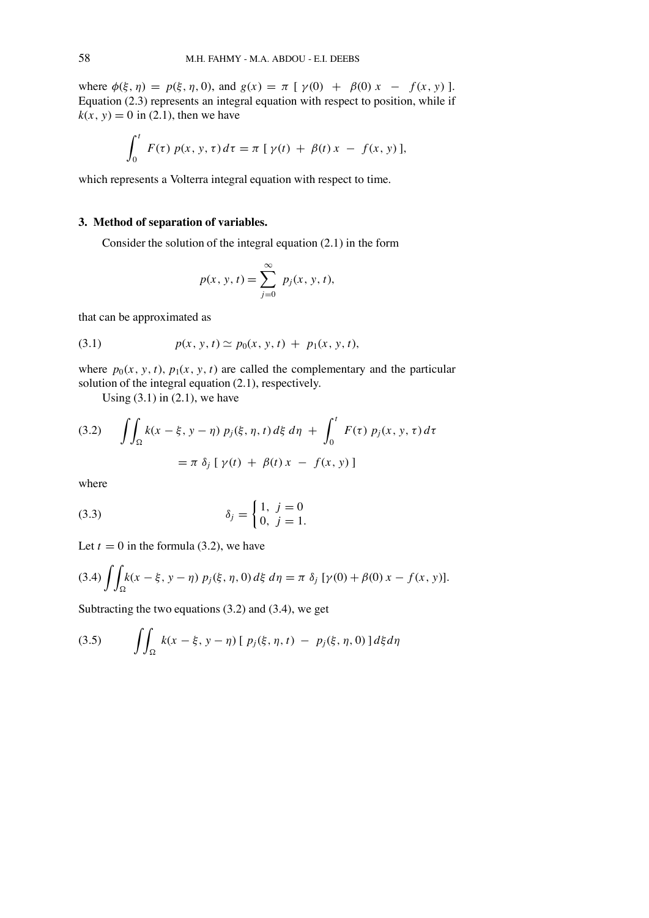where $\phi(\xi, \eta) = p(\xi, \eta, 0)$, and $g(x) = \pi\ [\ \gamma(0) + \beta(0)\, x - f(x, y)\ ]$. Equation (2.3) represents an integral equation with respect to position, while if $k(x, y) = 0$ in (2.1), then we have

$$\int_0^t F(\tau)\, p(x, y, \tau)\, d\tau = \pi\ [\ \gamma(t) + \beta(t)\, x - f(x, y)\ ],$$

which represents a Volterra integral equation with respect to time.

## 3. Method of separation of variables.

Consider the solution of the integral equation (2.1) in the form

$$p(x, y, t) = \sum_{j=0}^{\infty} p_j(x, y, t),$$

that can be approximated as

$$p(x, y, t) \simeq p_0(x, y, t) + p_1(x, y, t), \tag{3.1}$$

where $p_0(x, y, t)$, $p_1(x, y, t)$ are called the complementary and the particular solution of the integral equation (2.1), respectively.

Using (3.1) in (2.1), we have

$$\iint_\Omega k(x - \xi, y - \eta)\, p_j(\xi, \eta, t)\, d\xi\, d\eta + \int_0^t F(\tau)\, p_j(x, y, \tau)\, d\tau = \pi\ \delta_j\ [\ \gamma(t) + \beta(t)\, x - f(x, y)\ ] \tag{3.2}$$

where

$$\delta_j = \begin{cases} 1, & j = 0 \\ 0, & j = 1. \end{cases} \tag{3.3}$$

Let $t = 0$ in the formula (3.2), we have

$$\iint_\Omega k(x - \xi, y - \eta)\, p_j(\xi, \eta, 0)\, d\xi\, d\eta = \pi\ \delta_j\ [\gamma(0) + \beta(0)\, x - f(x, y)]. \tag{3.4}$$

Subtracting the two equations (3.2) and (3.4), we get

$$\iint_\Omega k(x - \xi, y - \eta)\ [\ p_j(\xi, \eta, t) - p_j(\xi, \eta, 0)\ ]\, d\xi d\eta \tag{3.5}$$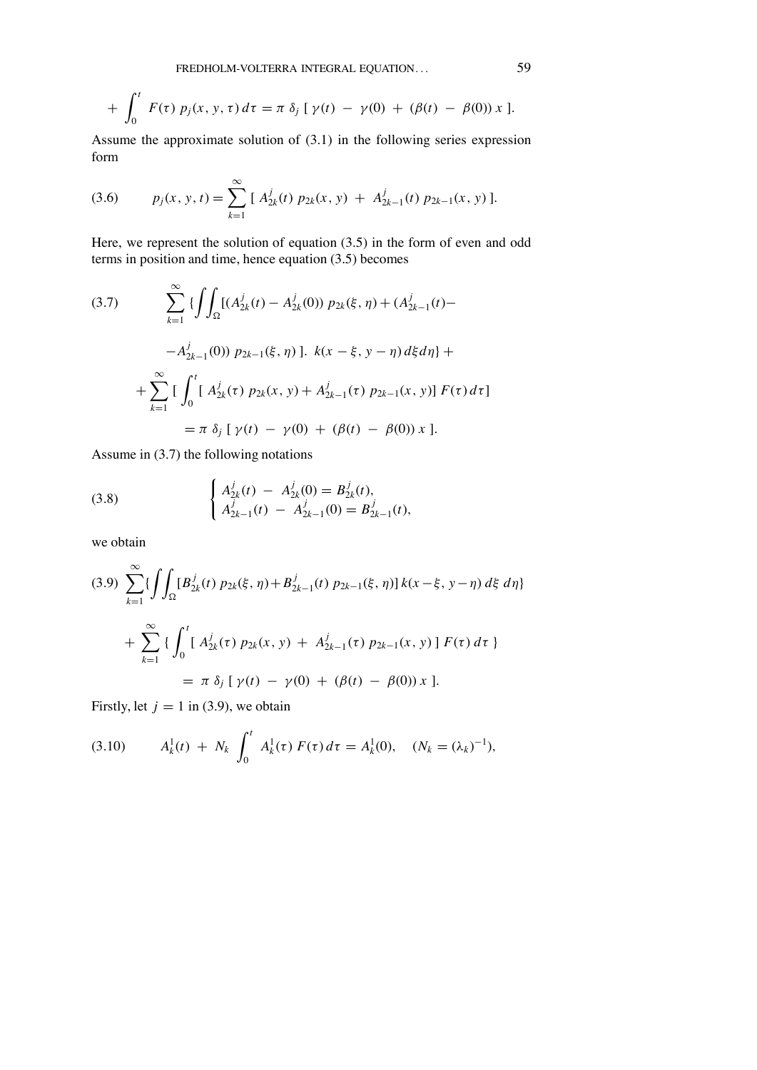$$+ \int_0^t F(\tau)\, p_j(x, y, \tau)\, d\tau = \pi\, \delta_j\, [\, \gamma(t) - \gamma(0) + (\beta(t) - \beta(0))\, x\, ].$$

Assume the approximate solution of (3.1) in the following series expression form

$$p_j(x, y, t) = \sum_{k=1}^{\infty} [\, A_{2k}^j(t)\, p_{2k}(x, y) + A_{2k-1}^j(t)\, p_{2k-1}(x, y)\, ]. \tag{3.6}$$

Here, we represent the solution of equation (3.5) in the form of even and odd terms in position and time, hence equation (3.5) becomes

$$\begin{aligned}
&\sum_{k=1}^{\infty} \{ \iint_{\Omega} [(A_{2k}^j(t) - A_{2k}^j(0))\, p_{2k}(\xi, \eta) + (A_{2k-1}^j(t) - \\
&\quad - A_{2k-1}^j(0))\, p_{2k-1}(\xi, \eta)\, ].\ k(x - \xi, y - \eta)\, d\xi d\eta \} + \\
&+ \sum_{k=1}^{\infty} [\, \int_0^t [\, A_{2k}^j(\tau)\, p_{2k}(x, y) + A_{2k-1}^j(\tau)\, p_{2k-1}(x, y)]\, F(\tau)\, d\tau] \\
&\quad = \pi\, \delta_j\, [\, \gamma(t) - \gamma(0) + (\beta(t) - \beta(0))\, x\, ].
\end{aligned} \tag{3.7}$$

Assume in (3.7) the following notations

$$\begin{cases} A_{2k}^j(t) - A_{2k}^j(0) = B_{2k}^j(t), \\ A_{2k-1}^j(t) - A_{2k-1}^j(0) = B_{2k-1}^j(t), \end{cases} \tag{3.8}$$

we obtain

$$\begin{aligned}
&\sum_{k=1}^{\infty} \{ \iint_{\Omega} [B_{2k}^j(t)\, p_{2k}(\xi, \eta) + B_{2k-1}^j(t)\, p_{2k-1}(\xi, \eta)]\, k(x - \xi, y - \eta)\, d\xi\, d\eta \} \\
&+ \sum_{k=1}^{\infty} \{ \int_0^t [\, A_{2k}^j(\tau)\, p_{2k}(x, y) + A_{2k-1}^j(\tau)\, p_{2k-1}(x, y)\, ]\, F(\tau)\, d\tau\, \} \\
&\quad = \pi\, \delta_j\, [\, \gamma(t) - \gamma(0) + (\beta(t) - \beta(0))\, x\, ].
\end{aligned} \tag{3.9}$$

Firstly, let $j = 1$ in (3.9), we obtain

$$A_k^1(t) + N_k \int_0^t A_k^1(\tau)\, F(\tau)\, d\tau = A_k^1(0), \quad (N_k = (\lambda_k)^{-1}), \tag{3.10}$$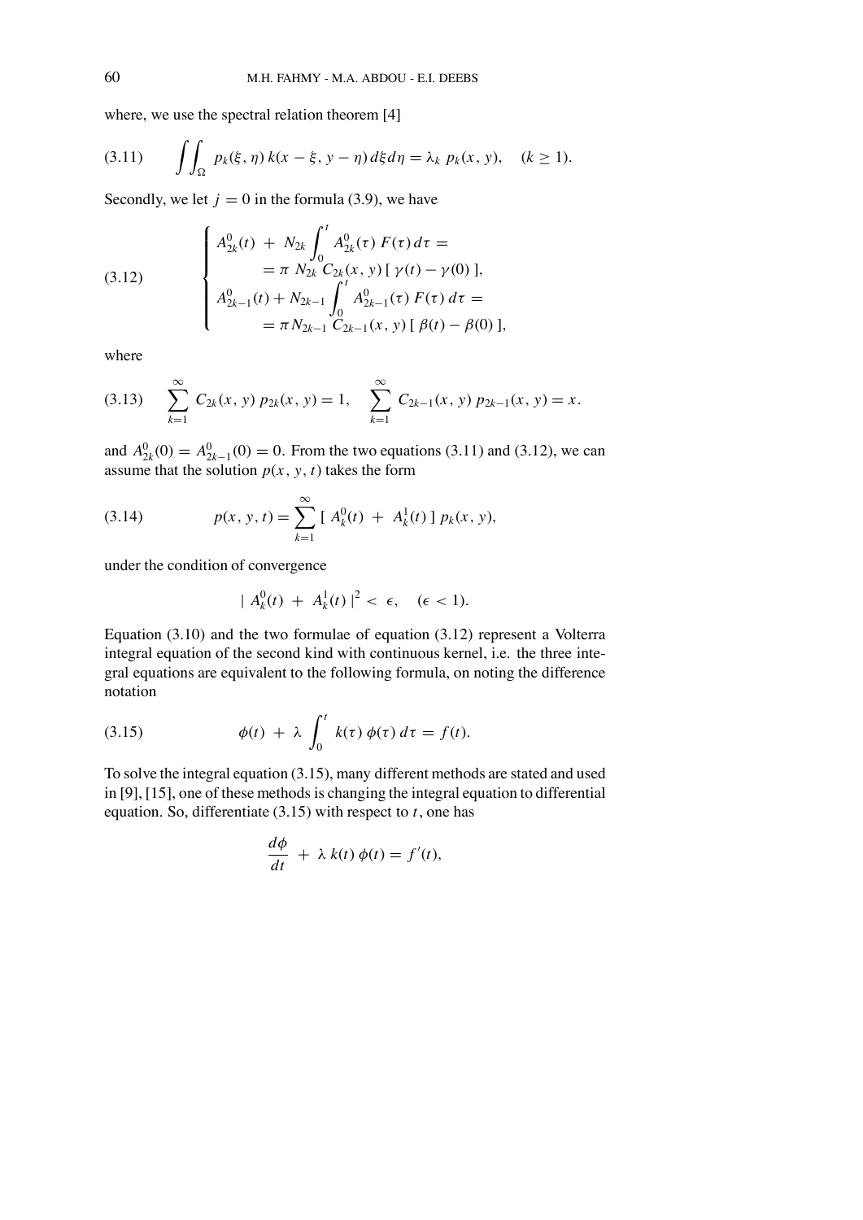where, we use the spectral relation theorem [4]

$$\iint_{\Omega} p_k(\xi, \eta)\, k(x-\xi, y-\eta)\, d\xi d\eta = \lambda_k\, p_k(x, y), \quad (k \geq 1). \tag{3.11}$$

Secondly, we let $j = 0$ in the formula (3.9), we have

$$\begin{cases} A^0_{2k}(t) \; + \; N_{2k} \displaystyle\int_0^t A^0_{2k}(\tau)\, F(\tau)\, d\tau = \\ \qquad = \pi \; N_{2k}\, C_{2k}(x, y)\, [\, \gamma(t) - \gamma(0)\, ], \\ A^0_{2k-1}(t) + N_{2k-1} \displaystyle\int_0^t A^0_{2k-1}(\tau)\, F(\tau)\, d\tau = \\ \qquad = \pi\, N_{2k-1}\, C_{2k-1}(x, y)\, [\, \beta(t) - \beta(0)\, ], \end{cases} \tag{3.12}$$

where

$$\sum_{k=1}^{\infty} C_{2k}(x, y)\, p_{2k}(x, y) = 1, \quad \sum_{k=1}^{\infty} C_{2k-1}(x, y)\, p_{2k-1}(x, y) = x. \tag{3.13}$$

and $A^0_{2k}(0) = A^0_{2k-1}(0) = 0$. From the two equations (3.11) and (3.12), we can assume that the solution $p(x, y, t)$ takes the form

$$p(x, y, t) = \sum_{k=1}^{\infty} [\, A^0_k(t) \; + \; A^1_k(t)\, ]\, p_k(x, y), \tag{3.14}$$

under the condition of convergence

$$|\; A^0_k(t) \; + \; A^1_k(t)\, |^2 < \; \epsilon, \quad (\epsilon < 1).$$

Equation (3.10) and the two formulae of equation (3.12) represent a Volterra integral equation of the second kind with continuous kernel, i.e. the three integral equations are equivalent to the following formula, on noting the difference notation

$$\phi(t) \; + \; \lambda \int_0^t \; k(\tau)\; \phi(\tau)\, d\tau \; = \; f(t). \tag{3.15}$$

To solve the integral equation (3.15), many different methods are stated and used in [9], [15], one of these methods is changing the integral equation to differential equation. So, differentiate (3.15) with respect to $t$, one has

$$\frac{d\phi}{dt} \; + \; \lambda\, k(t)\, \phi(t) = f'(t),$$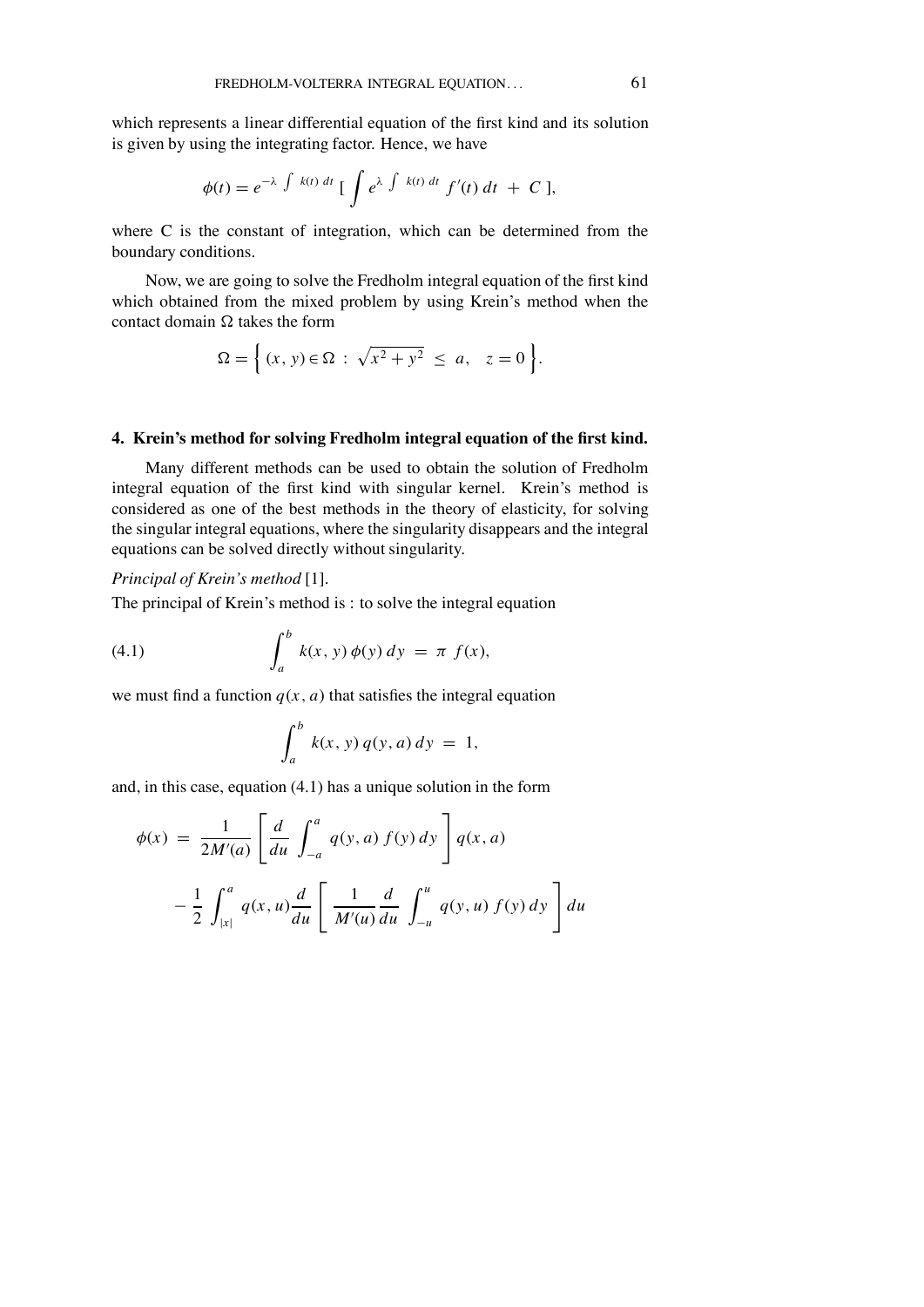which represents a linear differential equation of the first kind and its solution is given by using the integrating factor. Hence, we have

$$\phi(t) = e^{-\lambda \int k(t)\, dt} \left[ \int e^{\lambda \int k(t)\, dt} f'(t)\, dt + C \right],$$

where C is the constant of integration, which can be determined from the boundary conditions.

Now, we are going to solve the Fredholm integral equation of the first kind which obtained from the mixed problem by using Krein's method when the contact domain $\Omega$ takes the form

$$\Omega = \left\{ (x, y) \in \Omega \; : \; \sqrt{x^2 + y^2} \; \leq \; a, \quad z = 0 \right\}.$$

## 4. Krein's method for solving Fredholm integral equation of the first kind.

Many different methods can be used to obtain the solution of Fredholm integral equation of the first kind with singular kernel. Krein's method is considered as one of the best methods in the theory of elasticity, for solving the singular integral equations, where the singularity disappears and the integral equations can be solved directly without singularity.

*Principal of Krein's method* [1].

The principal of Krein's method is : to solve the integral equation

$$\int_a^b k(x, y)\, \phi(y)\, dy \; = \; \pi \; f(x), \tag{4.1}$$

we must find a function $q(x, a)$ that satisfies the integral equation

$$\int_a^b k(x, y)\, q(y, a)\, dy \; = \; 1,$$

and, in this case, equation (4.1) has a unique solution in the form

$$\phi(x) \; = \; \frac{1}{2M'(a)} \left[ \frac{d}{du} \int_{-a}^{a} q(y, a)\, f(y)\, dy \right] q(x, a)$$

$$- \frac{1}{2} \int_{|x|}^{a} q(x, u) \frac{d}{du} \left[ \frac{1}{M'(u)} \frac{d}{du} \int_{-u}^{u} q(y, u)\, f(y)\, dy \right] du$$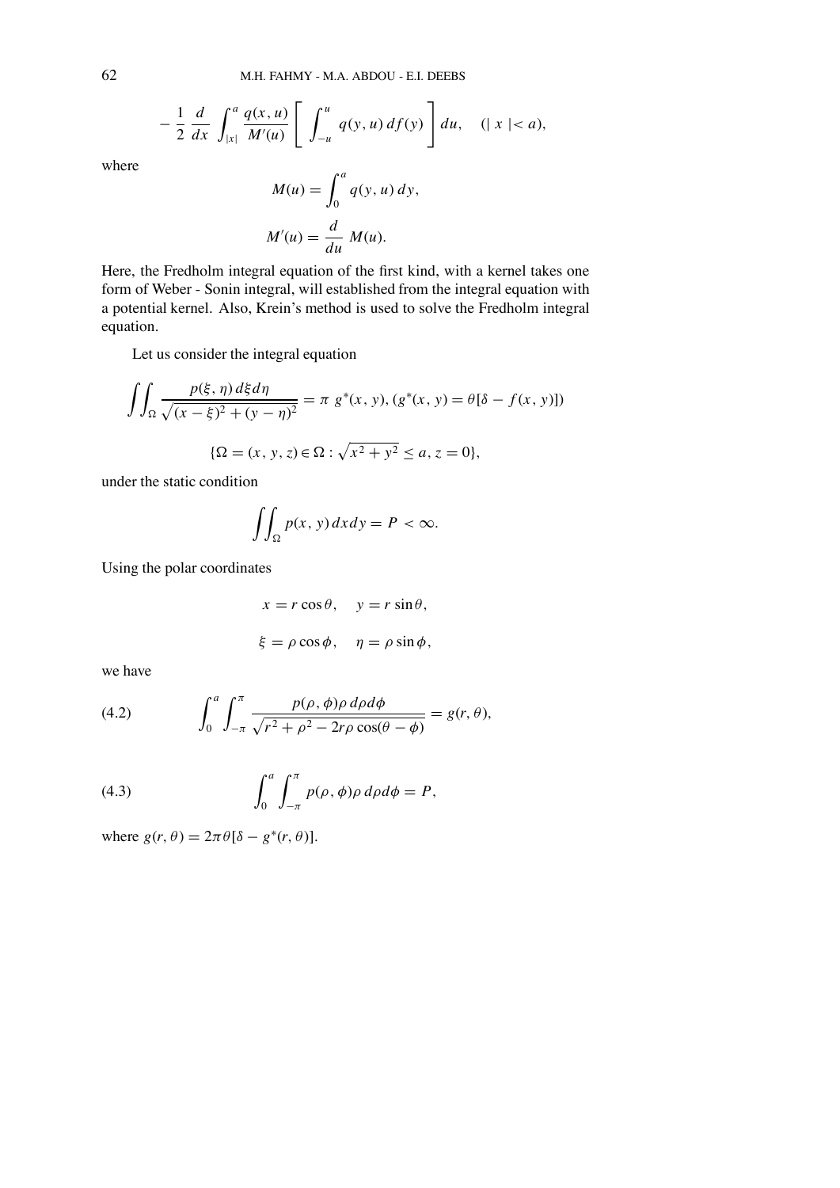$$-\frac{1}{2}\frac{d}{dx}\int_{|x|}^{a}\frac{q(x,u)}{M'(u)}\left[\int_{-u}^{u}q(y,u)\,df(y)\right]du, \quad (|\,x\,|< a),$$

where

$$M(u) = \int_{0}^{a} q(y,u)\,dy,$$

$$M'(u) = \frac{d}{du}\,M(u).$$

Here, the Fredholm integral equation of the first kind, with a kernel takes one form of Weber - Sonin integral, will established from the integral equation with a potential kernel. Also, Krein's method is used to solve the Fredholm integral equation.

Let us consider the integral equation

$$\iint_{\Omega}\frac{p(\xi,\eta)\,d\xi d\eta}{\sqrt{(x-\xi)^2+(y-\eta)^2}} = \pi\; g^*(x,y), (g^*(x,y) = \theta[\delta - f(x,y)])$$

$$\{\Omega = (x,y,z)\in\Omega : \sqrt{x^2+y^2}\le a, z=0\},$$

under the static condition

$$\iint_{\Omega} p(x,y)\,dxdy = P\, < \infty.$$

Using the polar coordinates

$$x = r\cos\theta, \quad y = r\sin\theta,$$

$$\xi = \rho\cos\phi, \quad \eta = \rho\sin\phi,$$

we have

$$\int_{0}^{a}\int_{-\pi}^{\pi}\frac{p(\rho,\phi)\rho\,d\rho d\phi}{\sqrt{r^2+\rho^2-2r\rho\cos(\theta-\phi)}} = g(r,\theta), \tag{4.2}$$

$$\int_{0}^{a}\int_{-\pi}^{\pi} p(\rho,\phi)\rho\,d\rho d\phi = P, \tag{4.3}$$

where $g(r,\theta) = 2\pi\theta[\delta - g^*(r,\theta)]$.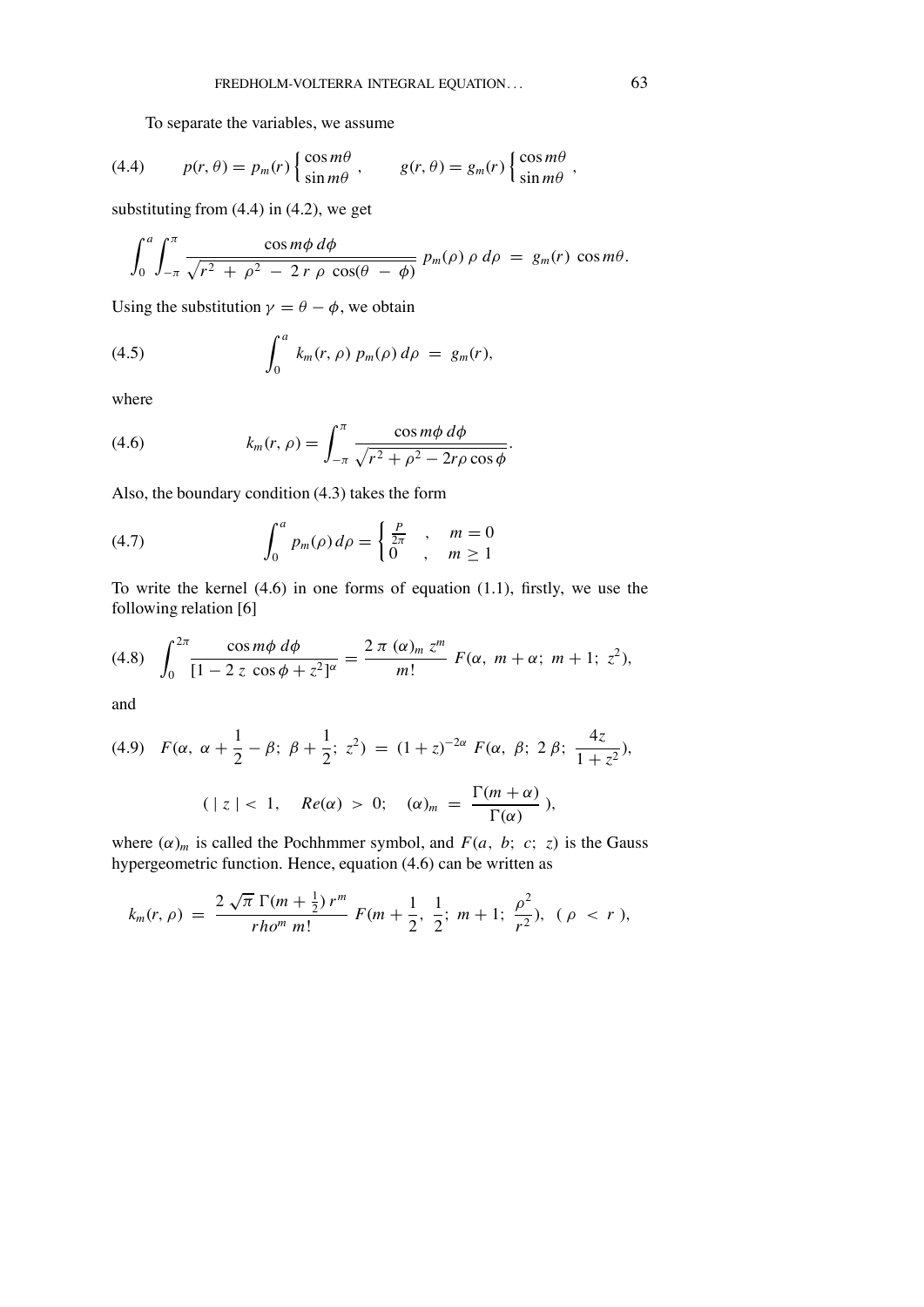To separate the variables, we assume

$$(4.4) \qquad p(r,\theta) = p_m(r) \begin{cases} \cos m\theta \\ \sin m\theta \end{cases}, \qquad g(r,\theta) = g_m(r) \begin{cases} \cos m\theta \\ \sin m\theta \end{cases},$$

substituting from (4.4) in (4.2), we get

$$\int_0^a \int_{-\pi}^{\pi} \frac{\cos m\phi \, d\phi}{\sqrt{r^2 + \rho^2 - 2\,r\,\rho\,\cos(\theta - \phi)}} \, p_m(\rho)\,\rho\, d\rho \;=\; g_m(r)\, \cos m\theta.$$

Using the substitution $\gamma = \theta - \phi$, we obtain

$$(4.5) \qquad \int_0^a k_m(r,\rho)\, p_m(\rho)\, d\rho \;=\; g_m(r),$$

where

$$(4.6) \qquad k_m(r,\rho) = \int_{-\pi}^{\pi} \frac{\cos m\phi \, d\phi}{\sqrt{r^2 + \rho^2 - 2r\rho\cos\phi}}.$$

Also, the boundary condition (4.3) takes the form

$$(4.7) \qquad \int_0^a p_m(\rho)\, d\rho = \begin{cases} \frac{P}{2\pi} & , \quad m = 0 \\ 0 & , \quad m \geq 1 \end{cases}$$

To write the kernel (4.6) in one forms of equation (1.1), firstly, we use the following relation [6]

$$(4.8) \quad \int_0^{2\pi} \frac{\cos m\phi \, d\phi}{[1 - 2\,z\,\cos\phi + z^2]^{\alpha}} = \frac{2\,\pi\,(\alpha)_m\, z^m}{m!}\, F(\alpha,\; m+\alpha;\; m+1;\; z^2),$$

and

$$(4.9) \quad F(\alpha,\; \alpha + \frac{1}{2} - \beta;\; \beta + \frac{1}{2};\; z^2) \;=\; (1+z)^{-2\alpha}\, F(\alpha,\; \beta;\; 2\,\beta;\; \frac{4z}{1+z^2}),$$

$$(\; |\, z\,| \;<\; 1, \quad Re(\alpha) \;>\; 0; \quad (\alpha)_m \;=\; \frac{\Gamma(m+\alpha)}{\Gamma(\alpha)}\;),$$

where $(\alpha)_m$ is called the Pochhmmer symbol, and $F(a,\; b;\; c;\; z)$ is the Gauss hypergeometric function. Hence, equation (4.6) can be written as

$$k_m(r,\rho) \;=\; \frac{2\,\sqrt{\pi}\;\Gamma(m + \frac{1}{2})\, r^m}{rho^m\; m!}\; F(m + \frac{1}{2},\; \frac{1}{2};\; m+1;\; \frac{\rho^2}{r^2}), \;\; (\;\rho \;<\; r\;),$$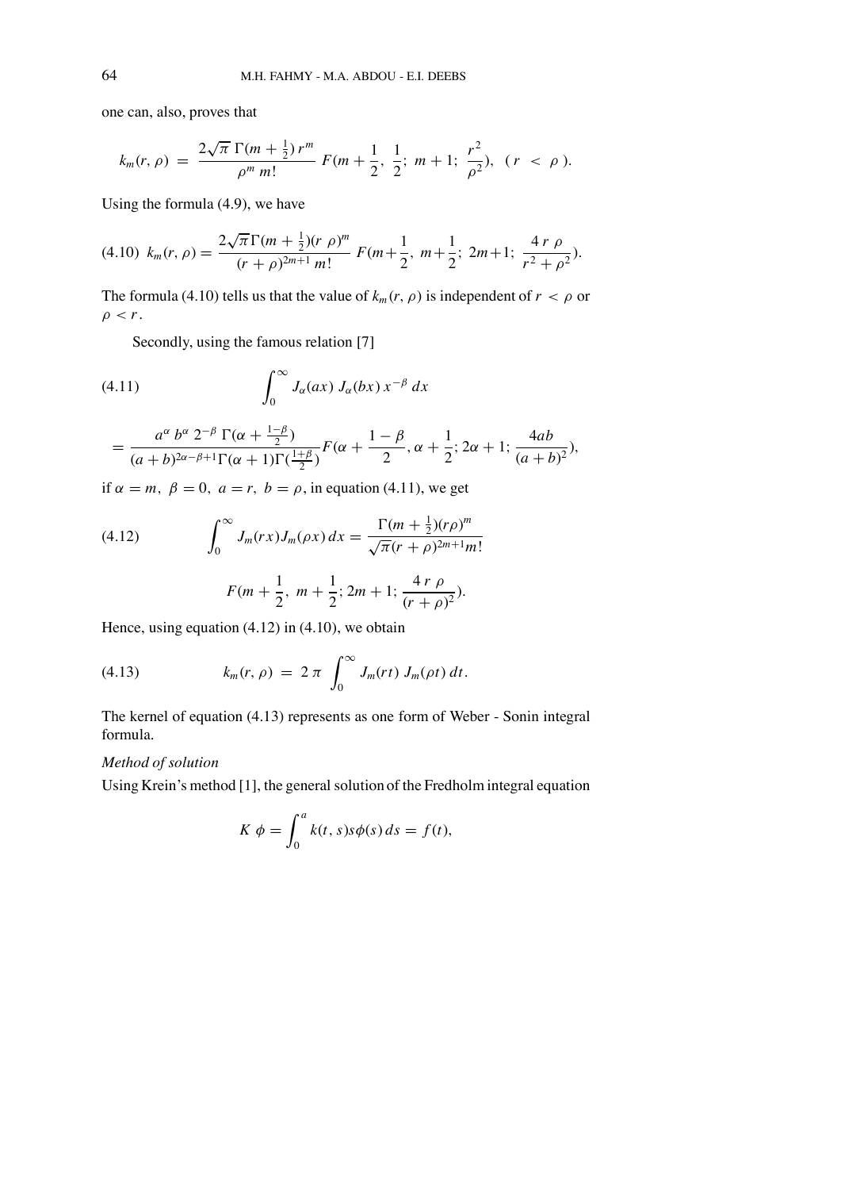one can, also, proves that

$$k_m(r, \rho) = \frac{2\sqrt{\pi}\ \Gamma(m+\frac{1}{2})\, r^m}{\rho^m\ m!}\ F(m+\frac{1}{2},\ \frac{1}{2};\ m+1;\ \frac{r^2}{\rho^2}),\ \ (r < \rho).$$

Using the formula (4.9), we have

$$(4.10)\ \ k_m(r, \rho) = \frac{2\sqrt{\pi}\,\Gamma(m+\frac{1}{2})(r\ \rho)^m}{(r+\rho)^{2m+1}\ m!}\ F(m+\frac{1}{2},\ m+\frac{1}{2};\ 2m+1;\ \frac{4\ r\ \rho}{r^2+\rho^2}).$$

The formula (4.10) tells us that the value of $k_m(r, \rho)$ is independent of $r < \rho$ or $\rho < r$.

Secondly, using the famous relation [7]

$$(4.11)\qquad \int_0^\infty J_\alpha(ax)\ J_\alpha(bx)\, x^{-\beta}\, dx$$

$$= \frac{a^\alpha\ b^\alpha\ 2^{-\beta}\ \Gamma(\alpha+\frac{1-\beta}{2})}{(a+b)^{2\alpha-\beta+1}\Gamma(\alpha+1)\Gamma(\frac{1+\beta}{2})} F(\alpha+\frac{1-\beta}{2}, \alpha+\frac{1}{2}; 2\alpha+1; \frac{4ab}{(a+b)^2}),$$

if $\alpha = m,\ \beta = 0,\ a = r,\ b = \rho$, in equation (4.11), we get

$$(4.12)\qquad \int_0^\infty J_m(rx)J_m(\rho x)\, dx = \frac{\Gamma(m+\frac{1}{2})(r\rho)^m}{\sqrt{\pi}(r+\rho)^{2m+1}m!}$$

$$F(m+\frac{1}{2},\ m+\frac{1}{2}; 2m+1; \frac{4\ r\ \rho}{(r+\rho)^2}).$$

Hence, using equation (4.12) in (4.10), we obtain

$$(4.13)\qquad k_m(r, \rho) = 2\,\pi \int_0^\infty J_m(rt)\ J_m(\rho t)\, dt.$$

The kernel of equation (4.13) represents as one form of Weber - Sonin integral formula.

*Method of solution*

Using Krein's method [1], the general solution of the Fredholm integral equation

$$K\ \phi = \int_0^a k(t, s) s\phi(s)\, ds = f(t),$$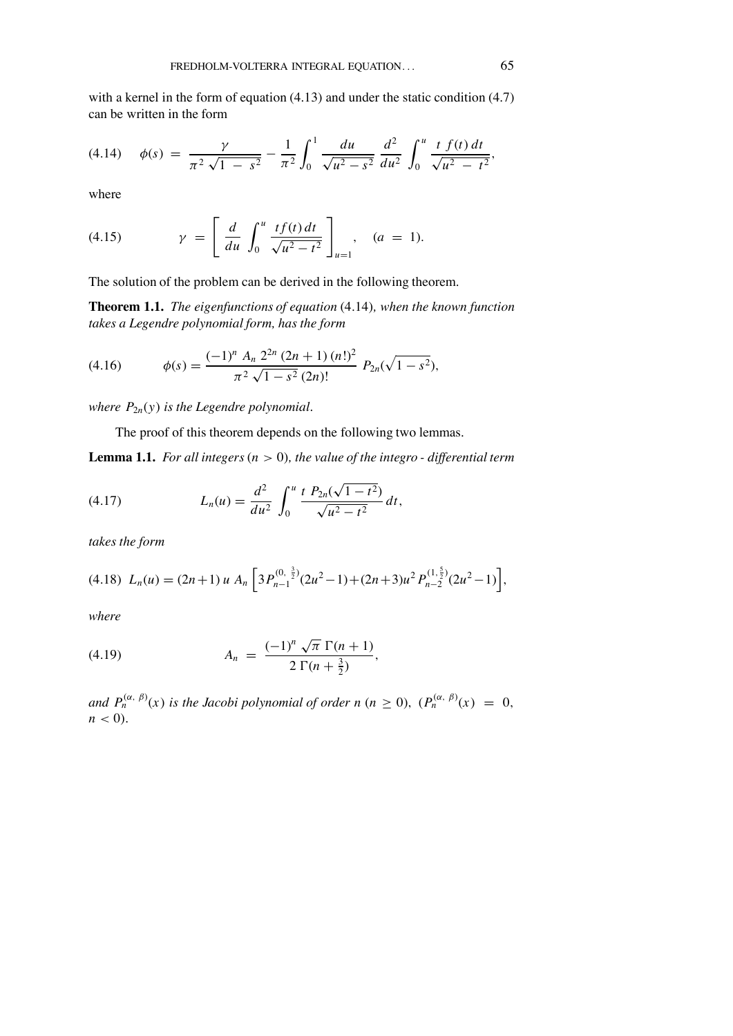with a kernel in the form of equation (4.13) and under the static condition (4.7) can be written in the form

$$\phi(s) \;=\; \frac{\gamma}{\pi^2\sqrt{1\;-\;s^2}} - \frac{1}{\pi^2}\int_0^1 \frac{du}{\sqrt{u^2-s^2}}\,\frac{d^2}{du^2}\int_0^u \frac{t\;f(t)\,dt}{\sqrt{u^2\;-\;t^2}}, \tag{4.14}$$

where

$$\gamma \;=\; \left[\,\frac{d}{du}\int_0^u \frac{t f(t)\,dt}{\sqrt{u^2-t^2}}\,\right]_{u=1}, \quad (a \;=\; 1). \tag{4.15}$$

The solution of the problem can be derived in the following theorem.

**Theorem 1.1.** *The eigenfunctions of equation* (4.14)*, when the known function takes a Legendre polynomial form, has the form*

$$\phi(s) = \frac{(-1)^n\,A_n\,2^{2n}\,(2n+1)\,(n!)^2}{\pi^2\sqrt{1-s^2}\,(2n)!}\,P_{2n}(\sqrt{1-s^2}), \tag{4.16}$$

*where $P_{2n}(y)$ is the Legendre polynomial.*

The proof of this theorem depends on the following two lemmas.

**Lemma 1.1.** *For all integers $(n>0)$, the value of the integro - differential term*

$$L_n(u) = \frac{d^2}{du^2}\int_0^u \frac{t\;P_{2n}(\sqrt{1-t^2})}{\sqrt{u^2-t^2}}\,dt, \tag{4.17}$$

*takes the form*

$$L_n(u) = (2n+1)\,u\,A_n\left[3P_{n-1}^{(0,\,\frac{3}{2})}(2u^2-1)+(2n+3)u^2\,P_{n-2}^{(1,\,\frac{5}{2})}(2u^2-1)\right], \tag{4.18}$$

*where*

$$A_n \;=\; \frac{(-1)^n\,\sqrt{\pi}\;\Gamma(n+1)}{2\;\Gamma(n+\frac{3}{2})}, \tag{4.19}$$

*and $P_n^{(\alpha,\,\beta)}(x)$ is the Jacobi polynomial of order $n$ $(n\geq 0)$, $(P_n^{(\alpha,\,\beta)}(x) \;=\; 0,$ $n<0)$.*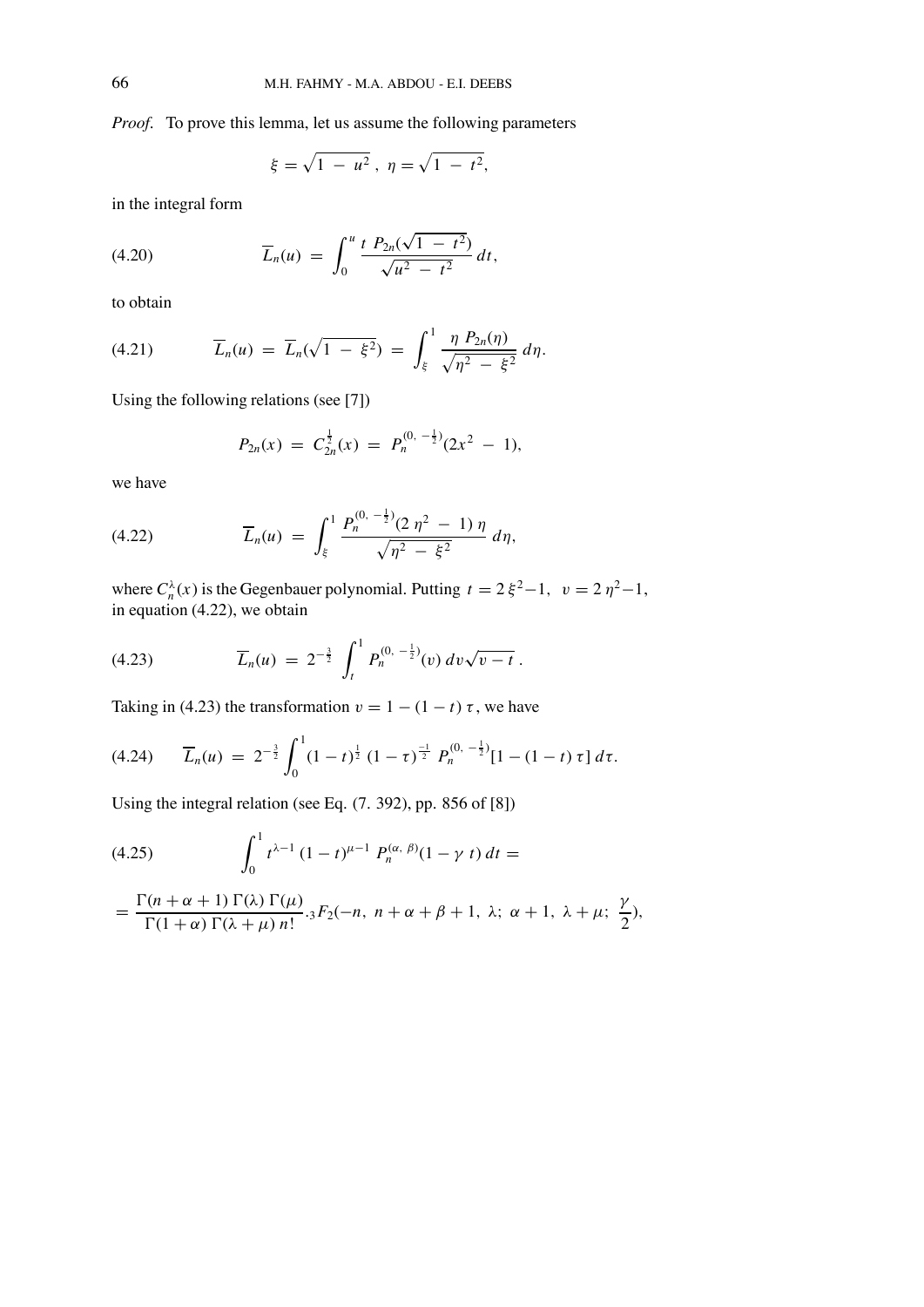*Proof.* To prove this lemma, let us assume the following parameters

$$\xi = \sqrt{1 - u^2}\,,\ \eta = \sqrt{1 - t^2},$$

in the integral form

$$\overline{L}_n(u) = \int_0^u \frac{t\ P_{2n}(\sqrt{1 - t^2})}{\sqrt{u^2 - t^2}}\, dt, \tag{4.20}$$

to obtain

$$\overline{L}_n(u) = \overline{L}_n(\sqrt{1 - \xi^2}) = \int_\xi^1 \frac{\eta\ P_{2n}(\eta)}{\sqrt{\eta^2 - \xi^2}}\, d\eta. \tag{4.21}$$

Using the following relations (see [7])

$$P_{2n}(x) = C_{2n}^{\frac{1}{2}}(x) = P_n^{(0,\ -\frac{1}{2})}(2x^2 - 1),$$

we have

$$\overline{L}_n(u) = \int_\xi^1 \frac{P_n^{(0,\ -\frac{1}{2})}(2\,\eta^2 - 1)\,\eta}{\sqrt{\eta^2 - \xi^2}}\, d\eta, \tag{4.22}$$

where $C_n^\lambda(x)$ is the Gegenbauer polynomial. Putting $t = 2\,\xi^2 - 1,\ \ v = 2\,\eta^2 - 1,$ in equation (4.22), we obtain

$$\overline{L}_n(u) = 2^{-\frac{3}{2}} \int_t^1 P_n^{(0,\ -\frac{1}{2})}(v)\, dv \sqrt{v - t}\,. \tag{4.23}$$

Taking in (4.23) the transformation $v = 1 - (1 - t)\,\tau$, we have

$$\overline{L}_n(u) = 2^{-\frac{3}{2}} \int_0^1 (1 - t)^{\frac{1}{2}}\,(1 - \tau)^{\frac{-1}{2}}\, P_n^{(0,\ -\frac{1}{2})}[1 - (1 - t)\,\tau]\, d\tau. \tag{4.24}$$

Using the integral relation (see Eq. (7. 392), pp. 856 of [8])

$$\int_0^1 t^{\lambda - 1}\,(1 - t)^{\mu - 1}\, P_n^{(\alpha,\ \beta)}(1 - \gamma\ t)\, dt = \tag{4.25}$$

$$= \frac{\Gamma(n + \alpha + 1)\,\Gamma(\lambda)\,\Gamma(\mu)}{\Gamma(1 + \alpha)\,\Gamma(\lambda + \mu)\,n!}\,.{}_3F_2(-n,\ n + \alpha + \beta + 1,\ \lambda;\ \alpha + 1,\ \lambda + \mu;\ \frac{\gamma}{2}),$$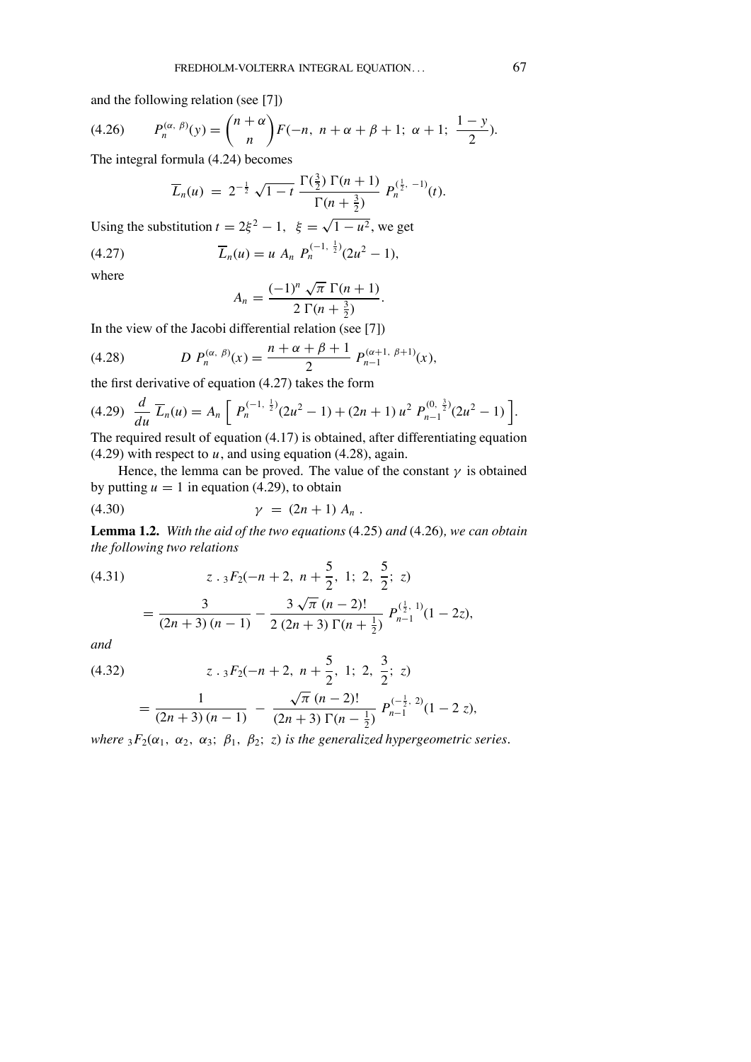and the following relation (see [7])

$$P_n^{(\alpha,\ \beta)}(y) = \binom{n+\alpha}{n} F(-n,\ n+\alpha+\beta+1;\ \alpha+1;\ \frac{1-y}{2}). \tag{4.26}$$

The integral formula (4.24) becomes

$$\overline{L}_n(u)\ =\ 2^{-\frac{1}{2}}\ \sqrt{1-t}\ \frac{\Gamma(\frac{3}{2})\ \Gamma(n+1)}{\Gamma(n+\frac{3}{2})}\ P_n^{(\frac{1}{2},\ -1)}(t).$$

Using the substitution $t = 2\xi^2 - 1,\ \ \xi = \sqrt{1-u^2}$, we get

$$\overline{L}_n(u) = u\ A_n\ P_n^{(-1,\ \frac{1}{2})}(2u^2-1), \tag{4.27}$$

where

$$A_n = \frac{(-1)^n\ \sqrt{\pi}\ \Gamma(n+1)}{2\ \Gamma(n+\frac{3}{2})}.$$

In the view of the Jacobi differential relation (see [7])

$$D\ P_n^{(\alpha,\ \beta)}(x) = \frac{n+\alpha+\beta+1}{2}\ P_{n-1}^{(\alpha+1,\ \beta+1)}(x), \tag{4.28}$$

the first derivative of equation (4.27) takes the form

$$\frac{d}{du}\ \overline{L}_n(u) = A_n \left[\ P_n^{(-1,\ \frac{1}{2})}(2u^2-1) + (2n+1)\, u^2\ P_{n-1}^{(0,\ \frac{3}{2})}(2u^2-1)\ \right]. \tag{4.29}$$

The required result of equation (4.17) is obtained, after differentiating equation (4.29) with respect to $u$, and using equation (4.28), again.

Hence, the lemma can be proved. The value of the constant $\gamma$ is obtained by putting $u = 1$ in equation (4.29), to obtain

$$\gamma\ =\ (2n+1)\ A_n\ . \tag{4.30}$$

**Lemma 1.2.** *With the aid of the two equations* (4.25) *and* (4.26)*, we can obtain the following two relations*

$$z\ .\ {}_3F_2(-n+2,\ n+\frac{5}{2},\ 1;\ 2,\ \frac{5}{2};\ z) = \frac{3}{(2n+3)\,(n-1)} - \frac{3\,\sqrt{\pi}\ (n-2)!}{2\ (2n+3)\ \Gamma(n+\frac{1}{2})}\ P_{n-1}^{(\frac{1}{2},\ 1)}(1-2z), \tag{4.31}$$

*and*

$$z\ .\ {}_3F_2(-n+2,\ n+\frac{5}{2},\ 1;\ 2,\ \frac{3}{2};\ z) = \frac{1}{(2n+3)\,(n-1)}\ -\ \frac{\sqrt{\pi}\ (n-2)!}{(2n+3)\ \Gamma(n-\frac{1}{2})}\ P_{n-1}^{(-\frac{1}{2},\ 2)}(1-2\ z), \tag{4.32}$$

*where* ${}_3F_2(\alpha_1,\ \alpha_2,\ \alpha_3;\ \beta_1,\ \beta_2;\ z)$ *is the generalized hypergeometric series.*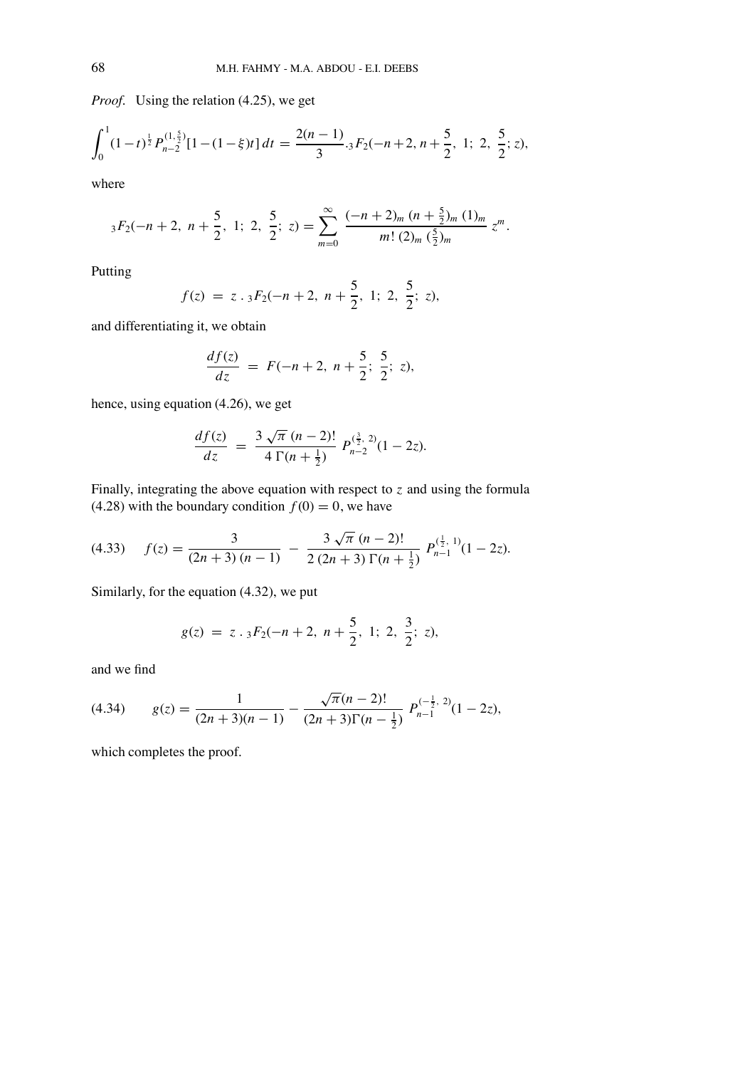*Proof.* Using the relation (4.25), we get

$$\int_0^1 (1-t)^{\frac{1}{2}} P_{n-2}^{(1,\frac{5}{2})}[1-(1-\xi)t]\,dt = \frac{2(n-1)}{3} . {}_3F_2(-n+2, n+\frac{5}{2},\ 1;\ 2,\ \frac{5}{2}; z),$$

where

$${}_3F_2(-n+2,\ n+\frac{5}{2},\ 1;\ 2,\ \frac{5}{2};\ z) = \sum_{m=0}^{\infty} \frac{(-n+2)_m\ (n+\frac{5}{2})_m\ (1)_m}{m!\ (2)_m\ (\frac{5}{2})_m}\ z^m.$$

Putting

$$f(z)\ =\ z\ .\ {}_3F_2(-n+2,\ n+\frac{5}{2},\ 1;\ 2,\ \frac{5}{2};\ z),$$

and differentiating it, we obtain

$$\frac{df(z)}{dz}\ =\ F(-n+2,\ n+\frac{5}{2};\ \frac{5}{2};\ z),$$

hence, using equation (4.26), we get

$$\frac{df(z)}{dz}\ =\ \frac{3\sqrt{\pi}\ (n-2)!}{4\ \Gamma(n+\frac{1}{2})}\ P_{n-2}^{(\frac{3}{2},\ 2)}(1-2z).$$

Finally, integrating the above equation with respect to $z$ and using the formula (4.28) with the boundary condition $f(0)=0$, we have

$$f(z) = \frac{3}{(2n+3)\,(n-1)}\ -\ \frac{3\sqrt{\pi}\ (n-2)!}{2\,(2n+3)\,\Gamma(n+\frac{1}{2})}\ P_{n-1}^{(\frac{1}{2},\ 1)}(1-2z). \tag{4.33}$$

Similarly, for the equation (4.32), we put

$$g(z)\ =\ z\ .\ {}_3F_2(-n+2,\ n+\frac{5}{2},\ 1;\ 2,\ \frac{3}{2};\ z),$$

and we find

$$g(z) = \frac{1}{(2n+3)(n-1)} - \frac{\sqrt{\pi}(n-2)!}{(2n+3)\Gamma(n-\frac{1}{2})}\ P_{n-1}^{(-\frac{1}{2},\ 2)}(1-2z), \tag{4.34}$$

which completes the proof.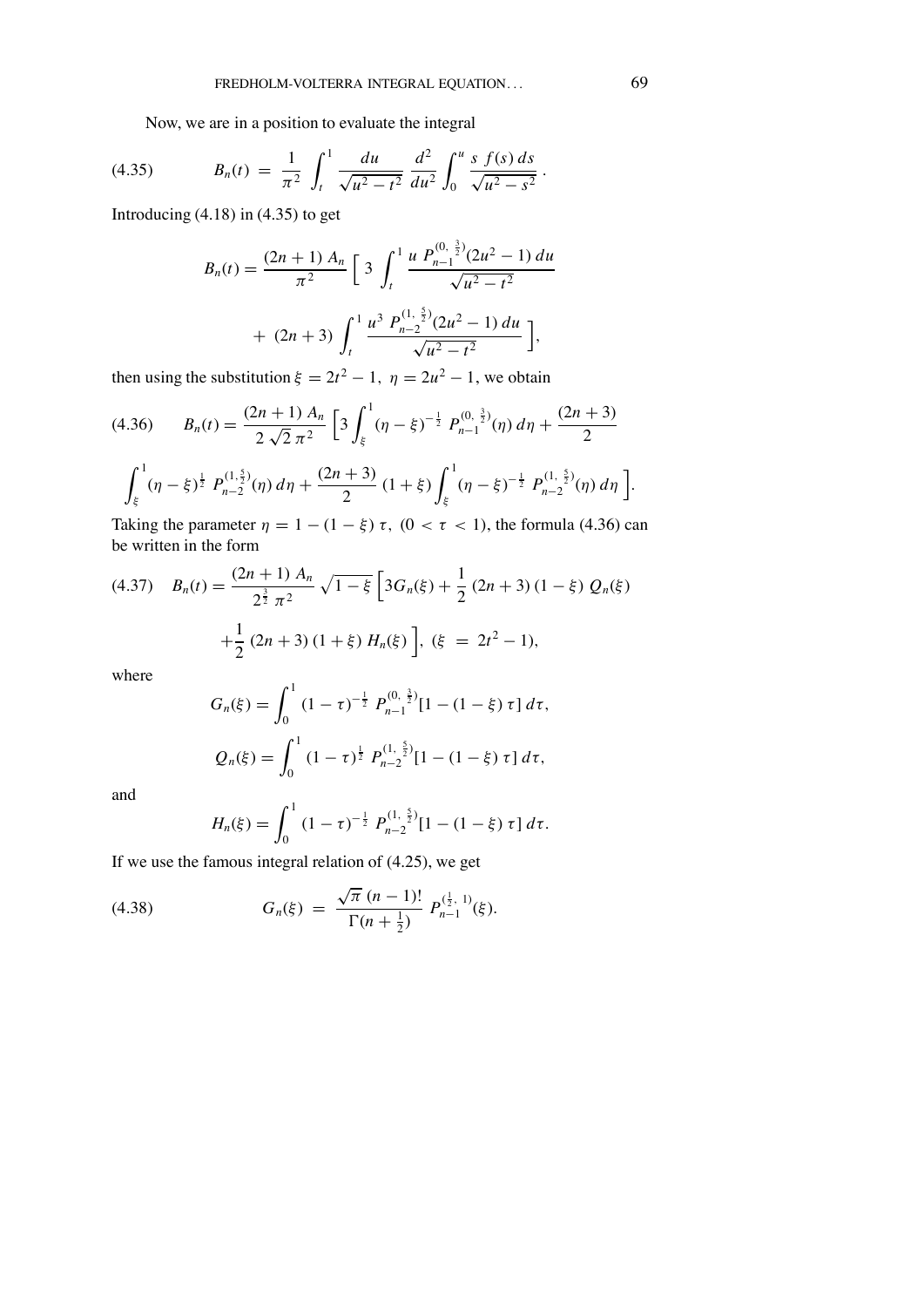Now, we are in a position to evaluate the integral

$$B_n(t) \;=\; \frac{1}{\pi^2}\,\int_t^1 \frac{du}{\sqrt{u^2-t^2}}\,\frac{d^2}{du^2}\int_0^u \frac{s\;f(s)\,ds}{\sqrt{u^2-s^2}}\,. \tag{4.35}$$

Introducing (4.18) in (4.35) to get

$$B_n(t) = \frac{(2n+1)\;A_n}{\pi^2}\Big[\;3\;\int_t^1 \frac{u\;P_{n-1}^{(0,\,\frac{3}{2})}(2u^2-1)\,du}{\sqrt{u^2-t^2}}$$

$$+\;(2n+3)\;\int_t^1 \frac{u^3\;P_{n-2}^{(1,\,\frac{5}{2})}(2u^2-1)\,du}{\sqrt{u^2-t^2}}\;\Big],$$

then using the substitution $\xi = 2t^2-1,\ \eta = 2u^2-1$, we obtain

$$B_n(t) = \frac{(2n+1)\;A_n}{2\,\sqrt{2}\,\pi^2}\Big[3\int_\xi^1 (\eta-\xi)^{-\frac{1}{2}}\;P_{n-1}^{(0,\,\frac{3}{2})}(\eta)\,d\eta + \frac{(2n+3)}{2} \tag{4.36}$$

$$\int_\xi^1 (\eta-\xi)^{\frac{1}{2}}\;P_{n-2}^{(1,\frac{5}{2})}(\eta)\,d\eta + \frac{(2n+3)}{2}\;(1+\xi)\int_\xi^1 (\eta-\xi)^{-\frac{1}{2}}\;P_{n-2}^{(1,\,\frac{5}{2})}(\eta)\,d\eta\;\Big].$$

Taking the parameter $\eta = 1-(1-\xi)\,\tau,\ (0<\tau<1)$, the formula (4.36) can be written in the form

$$B_n(t) = \frac{(2n+1)\;A_n}{2^{\frac{3}{2}}\;\pi^2}\,\sqrt{1-\xi}\,\Big[3G_n(\xi) + \frac{1}{2}\,(2n+3)\,(1-\xi)\;Q_n(\xi) \tag{4.37}$$

$$+\frac{1}{2}\,(2n+3)\,(1+\xi)\;H_n(\xi)\;\Big],\ (\xi\;=\;2t^2-1),$$

where

$$G_n(\xi) = \int_0^1 (1-\tau)^{-\frac{1}{2}}\;P_{n-1}^{(0,\,\frac{3}{2})}[1-(1-\xi)\,\tau]\;d\tau,$$

$$Q_n(\xi) = \int_0^1 (1-\tau)^{\frac{1}{2}}\;P_{n-2}^{(1,\,\frac{5}{2})}[1-(1-\xi)\,\tau]\;d\tau,$$

and

$$H_n(\xi) = \int_0^1 (1-\tau)^{-\frac{1}{2}}\;P_{n-2}^{(1,\,\frac{5}{2})}[1-(1-\xi)\,\tau]\;d\tau.$$

If we use the famous integral relation of (4.25), we get

$$G_n(\xi) \;=\; \frac{\sqrt{\pi}\;(n-1)!}{\Gamma(n+\frac{1}{2})}\;P_{n-1}^{(\frac{1}{2},\,1)}(\xi). \tag{4.38}$$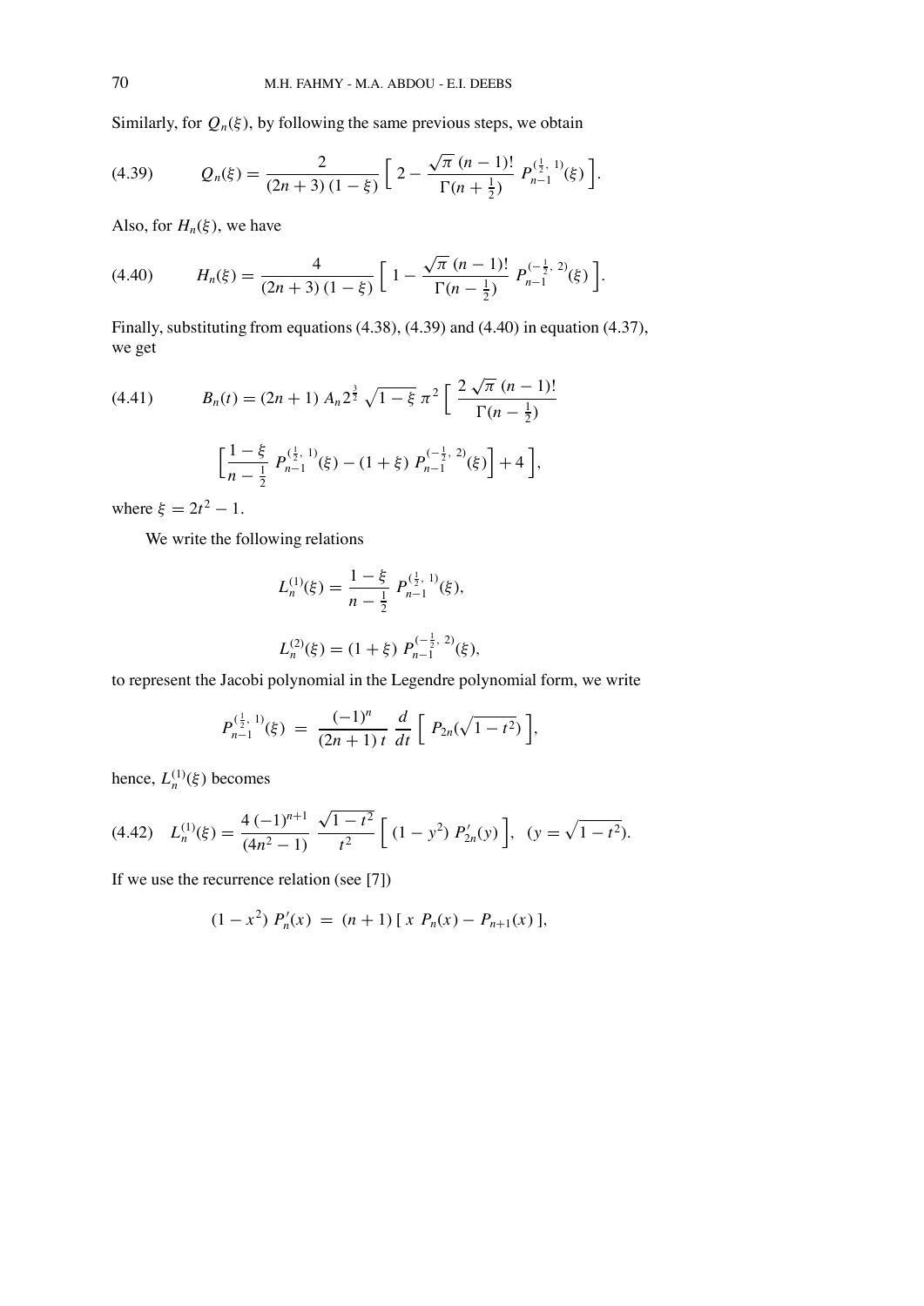Similarly, for $Q_n(\xi)$, by following the same previous steps, we obtain

$$Q_n(\xi) = \frac{2}{(2n+3)\,(1-\xi)}\Big[\,2 - \frac{\sqrt{\pi}\,(n-1)!}{\Gamma(n+\frac{1}{2})}\,P_{n-1}^{(\frac{1}{2},\,1)}(\xi)\,\Big]. \tag{4.39}$$

Also, for $H_n(\xi)$, we have

$$H_n(\xi) = \frac{4}{(2n+3)\,(1-\xi)}\Big[\,1 - \frac{\sqrt{\pi}\,(n-1)!}{\Gamma(n-\frac{1}{2})}\,P_{n-1}^{(-\frac{1}{2},\,2)}(\xi)\,\Big]. \tag{4.40}$$

Finally, substituting from equations (4.38), (4.39) and (4.40) in equation (4.37), we get

$$B_n(t) = (2n+1)\,A_n 2^{\frac{3}{2}}\,\sqrt{1-\xi}\,\pi^2\Big[\,\frac{2\,\sqrt{\pi}\,(n-1)!}{\Gamma(n-\frac{1}{2})}\Big[\frac{1-\xi}{n-\frac{1}{2}}\,P_{n-1}^{(\frac{1}{2},\,1)}(\xi) - (1+\xi)\,P_{n-1}^{(-\frac{1}{2},\,2)}(\xi)\Big] + 4\,\Big], \tag{4.41}$$

where $\xi = 2t^2 - 1$.

We write the following relations

$$L_n^{(1)}(\xi) = \frac{1-\xi}{n-\frac{1}{2}}\,P_{n-1}^{(\frac{1}{2},\,1)}(\xi),$$

$$L_n^{(2)}(\xi) = (1+\xi)\,P_{n-1}^{(-\frac{1}{2},\,2)}(\xi),$$

to represent the Jacobi polynomial in the Legendre polynomial form, we write

$$P_{n-1}^{(\frac{1}{2},\,1)}(\xi) \;=\; \frac{(-1)^n}{(2n+1)\,t}\,\frac{d}{dt}\Big[\,P_{2n}(\sqrt{1-t^2})\,\Big],$$

hence, $L_n^{(1)}(\xi)$ becomes

$$L_n^{(1)}(\xi) = \frac{4\,(-1)^{n+1}}{(4n^2-1)}\,\frac{\sqrt{1-t^2}}{t^2}\Big[\,(1-y^2)\,P_{2n}'(y)\,\Big],\quad (y = \sqrt{1-t^2}). \tag{4.42}$$

If we use the recurrence relation (see [7])

$$(1-x^2)\,P_n'(x) \;=\; (n+1)\,[\,x\,P_n(x) - P_{n+1}(x)\,],$$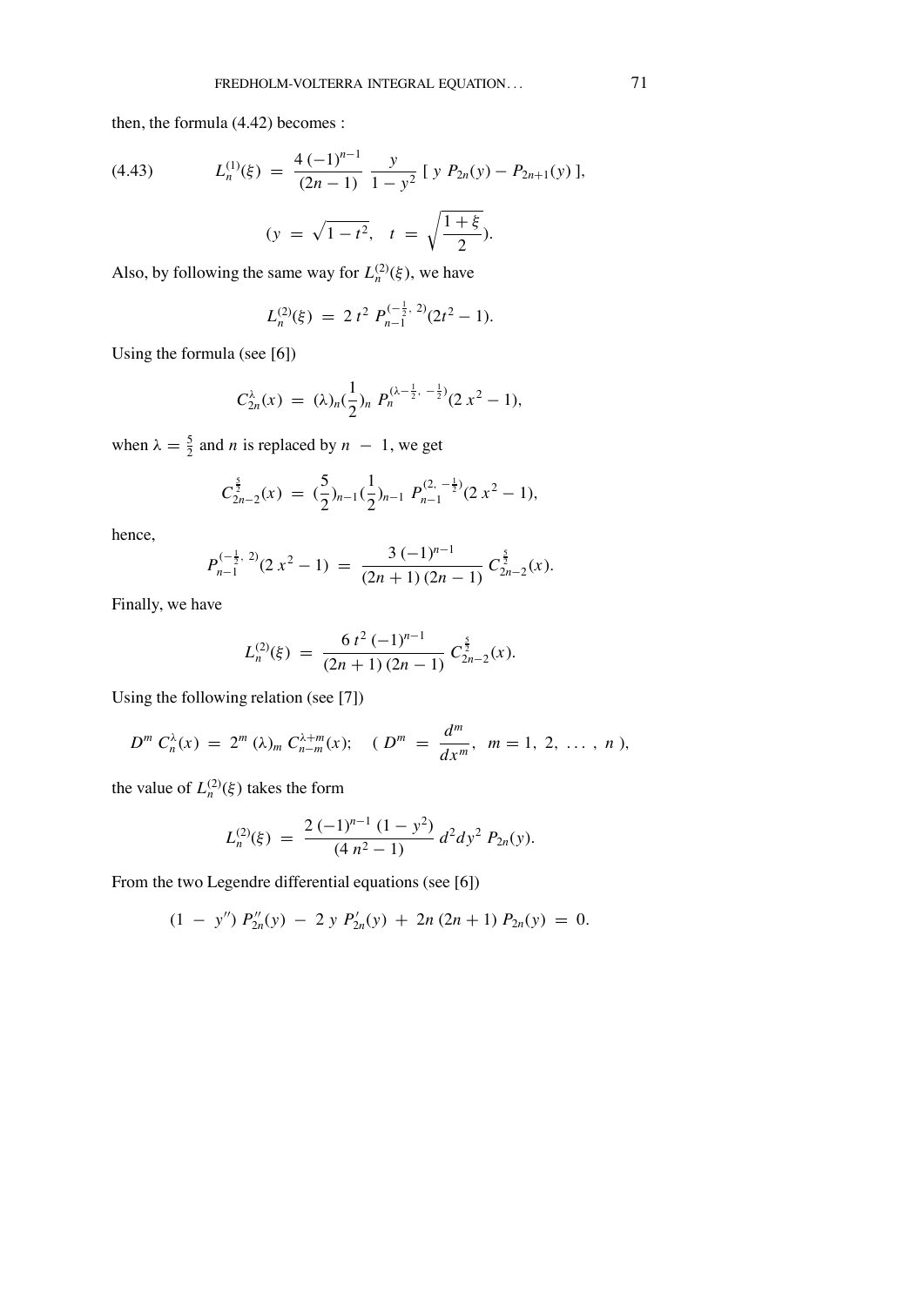then, the formula (4.42) becomes :

$$L_n^{(1)}(\xi) = \frac{4\,(-1)^{n-1}}{(2n-1)}\,\frac{y}{1-y^2}\,[\,y\,P_{2n}(y) - P_{2n+1}(y)\,], \tag{4.43}$$

$$(y = \sqrt{1-t^2}, \quad t = \sqrt{\frac{1+\xi}{2}}).$$

Also, by following the same way for $L_n^{(2)}(\xi)$, we have

$$L_n^{(2)}(\xi) = 2\,t^2\,P_{n-1}^{(-\frac{1}{2},\,2)}(2t^2-1).$$

Using the formula (see [6])

$$C_{2n}^{\lambda}(x) = (\lambda)_n (\frac{1}{2})_n\,P_n^{(\lambda-\frac{1}{2},\,-\frac{1}{2})}(2\,x^2-1),$$

when $\lambda = \frac{5}{2}$ and $n$ is replaced by $n - 1$, we get

$$C_{2n-2}^{\frac{5}{2}}(x) = (\frac{5}{2})_{n-1}(\frac{1}{2})_{n-1}\,P_{n-1}^{(2,\,-\frac{1}{2})}(2\,x^2-1),$$

hence,

$$P_{n-1}^{(-\frac{1}{2},\,2)}(2\,x^2-1) = \frac{3\,(-1)^{n-1}}{(2n+1)\,(2n-1)}\,C_{2n-2}^{\frac{5}{2}}(x).$$

Finally, we have

$$L_n^{(2)}(\xi) = \frac{6\,t^2\,(-1)^{n-1}}{(2n+1)\,(2n-1)}\,C_{2n-2}^{\frac{5}{2}}(x).$$

Using the following relation (see [7])

$$D^m\,C_n^{\lambda}(x) = 2^m\,(\lambda)_m\,C_{n-m}^{\lambda+m}(x); \quad (\,D^m = \frac{d^m}{dx^m}, \;\; m = 1,\,2,\,\ldots\,,\,n\,),$$

the value of $L_n^{(2)}(\xi)$ takes the form

$$L_n^{(2)}(\xi) = \frac{2\,(-1)^{n-1}\,(1-y^2)}{(4\,n^2-1)}\,d^2 dy^2\,P_{2n}(y).$$

From the two Legendre differential equations (see [6])

$$(1 - y'')\,P_{2n}''(y) - 2\,y\,P_{2n}'(y) + 2n\,(2n+1)\,P_{2n}(y) = 0.$$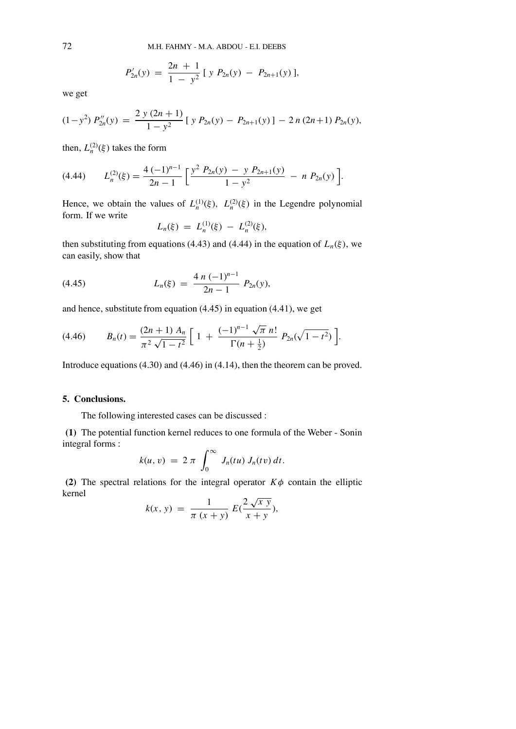$$P'_{2n}(y) \;=\; \frac{2n \;+\; 1}{1 \;-\; y^2}\;[\; y\; P_{2n}(y) \;-\; P_{2n+1}(y)\;],$$

we get

$$(1-y^2)\; P''_{2n}(y) \;=\; \frac{2\; y\; (2n+1)}{1-y^2}\;[\; y\; P_{2n}(y) - \; P_{2n+1}(y)\;] \;-\; 2\; n\; (2n+1)\; P_{2n}(y),$$

then, $L_n^{(2)}(\xi)$ takes the form

$$L_n^{(2)}(\xi) = \frac{4\;(-1)^{n-1}}{2n-1}\Big[\frac{y^2\; P_{2n}(y) \;-\; y\; P_{2n+1}(y)}{1-y^2} \;-\; n\; P_{2n}(y)\Big]. \tag{4.44}$$

Hence, we obtain the values of $L_n^{(1)}(\xi),\; L_n^{(2)}(\xi)$ in the Legendre polynomial form. If we write

$$L_n(\xi) \;=\; L_n^{(1)}(\xi) \;-\; L_n^{(2)}(\xi),$$

then substituting from equations (4.43) and (4.44) in the equation of $L_n(\xi)$, we can easily, show that

$$L_n(\xi) \;=\; \frac{4\; n\; (-1)^{n-1}}{2n-1}\; P_{2n}(y), \tag{4.45}$$

and hence, substitute from equation (4.45) in equation (4.41), we get

$$B_n(t) = \frac{(2n+1)\; A_n}{\pi^2\; \sqrt{1-t^2}}\Big[\; 1 \;+\; \frac{(-1)^{n-1}\; \sqrt{\pi}\; n!}{\Gamma(n+\frac{1}{2})}\; P_{2n}(\sqrt{1-t^2})\;\Big]. \tag{4.46}$$

Introduce equations (4.30) and (4.46) in (4.14), then the theorem can be proved.

## 5. Conclusions.

The following interested cases can be discussed :

**(1)** The potential function kernel reduces to one formula of the Weber - Sonin integral forms :

$$k(u,\, v) \;=\; 2\;\pi\; \int_0^\infty \; J_n(tu)\; J_n(tv)\, dt.$$

**(2)** The spectral relations for the integral operator $K\phi$ contain the elliptic kernel

$$k(x,\, y) \;=\; \frac{1}{\pi\; (x+y)}\; E(\frac{2\,\sqrt{x\; y}}{x+y}),$$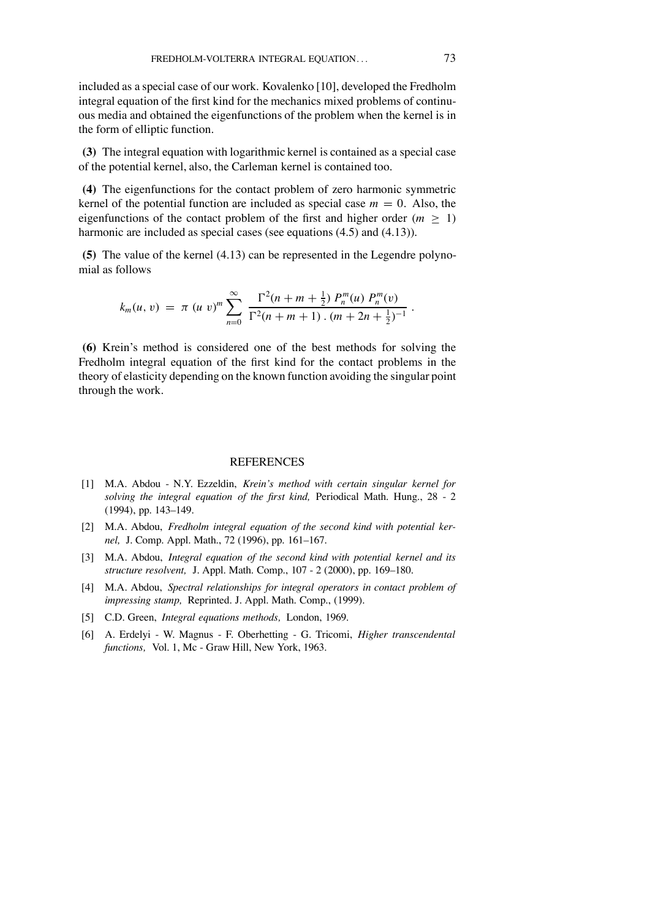included as a special case of our work. Kovalenko [10], developed the Fredholm integral equation of the first kind for the mechanics mixed problems of continuous media and obtained the eigenfunctions of the problem when the kernel is in the form of elliptic function.

**(3)** The integral equation with logarithmic kernel is contained as a special case of the potential kernel, also, the Carleman kernel is contained too.

**(4)** The eigenfunctions for the contact problem of zero harmonic symmetric kernel of the potential function are included as special case $m = 0$. Also, the eigenfunctions of the contact problem of the first and higher order ($m \geq 1$) harmonic are included as special cases (see equations (4.5) and (4.13)).

**(5)** The value of the kernel (4.13) can be represented in the Legendre polynomial as follows

$$k_m(u, v) = \pi \, (u \, v)^m \sum_{n=0}^{\infty} \frac{\Gamma^2(n + m + \frac{1}{2}) \, P_n^m(u) \, P_n^m(v)}{\Gamma^2(n + m + 1) \, . \, (m + 2n + \frac{1}{2})^{-1}} \, .$$

**(6)** Krein's method is considered one of the best methods for solving the Fredholm integral equation of the first kind for the contact problems in the theory of elasticity depending on the known function avoiding the singular point through the work.

## REFERENCES

[1] M.A. Abdou - N.Y. Ezzeldin, *Krein's method with certain singular kernel for solving the integral equation of the first kind,* Periodical Math. Hung., 28 - 2 (1994), pp. 143–149.

[2] M.A. Abdou, *Fredholm integral equation of the second kind with potential kernel,* J. Comp. Appl. Math., 72 (1996), pp. 161–167.

[3] M.A. Abdou, *Integral equation of the second kind with potential kernel and its structure resolvent,* J. Appl. Math. Comp., 107 - 2 (2000), pp. 169–180.

[4] M.A. Abdou, *Spectral relationships for integral operators in contact problem of impressing stamp,* Reprinted. J. Appl. Math. Comp., (1999).

[5] C.D. Green, *Integral equations methods,* London, 1969.

[6] A. Erdelyi - W. Magnus - F. Oberhetting - G. Tricomi, *Higher transcendental functions,* Vol. 1, Mc - Graw Hill, New York, 1963.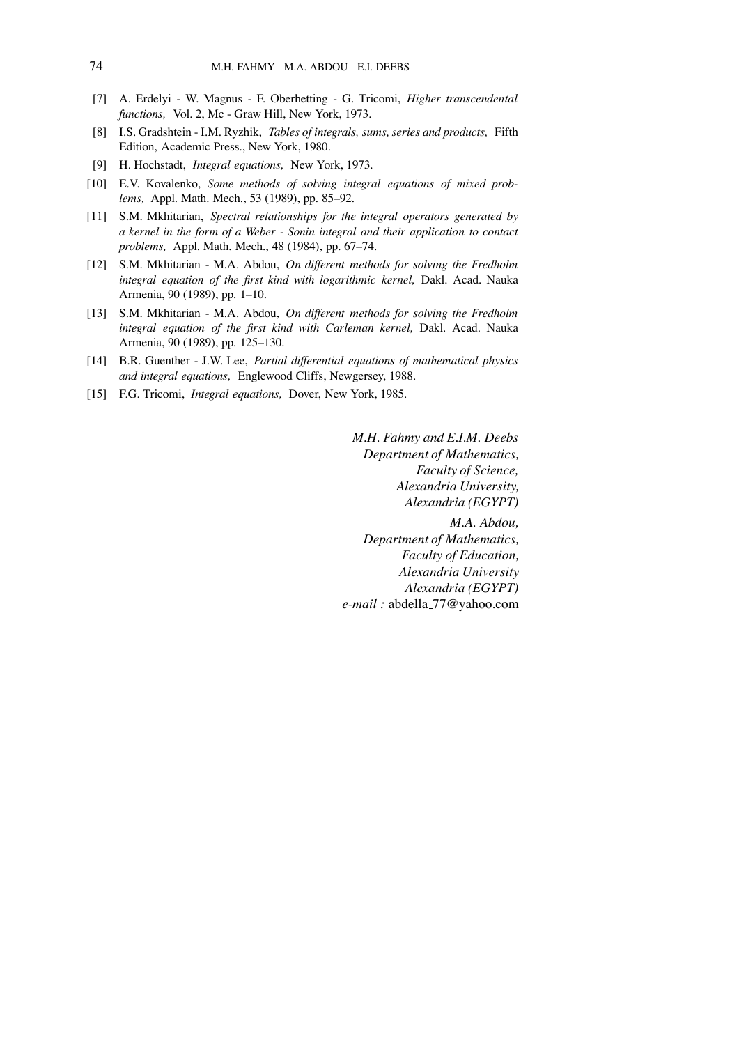[7] A. Erdelyi - W. Magnus - F. Oberhetting - G. Tricomi, *Higher transcendental functions,* Vol. 2, Mc - Graw Hill, New York, 1973.

[8] I.S. Gradshtein - I.M. Ryzhik, *Tables of integrals, sums, series and products,* Fifth Edition, Academic Press., New York, 1980.

[9] H. Hochstadt, *Integral equations,* New York, 1973.

[10] E.V. Kovalenko, *Some methods of solving integral equations of mixed problems,* Appl. Math. Mech., 53 (1989), pp. 85–92.

[11] S.M. Mkhitarian, *Spectral relationships for the integral operators generated by a kernel in the form of a Weber - Sonin integral and their application to contact problems,* Appl. Math. Mech., 48 (1984), pp. 67–74.

[12] S.M. Mkhitarian - M.A. Abdou, *On different methods for solving the Fredholm integral equation of the first kind with logarithmic kernel,* Dakl. Acad. Nauka Armenia, 90 (1989), pp. 1–10.

[13] S.M. Mkhitarian - M.A. Abdou, *On different methods for solving the Fredholm integral equation of the first kind with Carleman kernel,* Dakl. Acad. Nauka Armenia, 90 (1989), pp. 125–130.

[14] B.R. Guenther - J.W. Lee, *Partial differential equations of mathematical physics and integral equations,* Englewood Cliffs, Newgersey, 1988.

[15] F.G. Tricomi, *Integral equations,* Dover, New York, 1985.

*M.H. Fahmy and E.I.M. Deebs*
*Department of Mathematics,*
*Faculty of Science,*
*Alexandria University,*
*Alexandria (EGYPT)*

*M.A. Abdou,*
*Department of Mathematics,*
*Faculty of Education,*
*Alexandria University*
*Alexandria (EGYPT)*
*e-mail :* abdella_77@yahoo.com